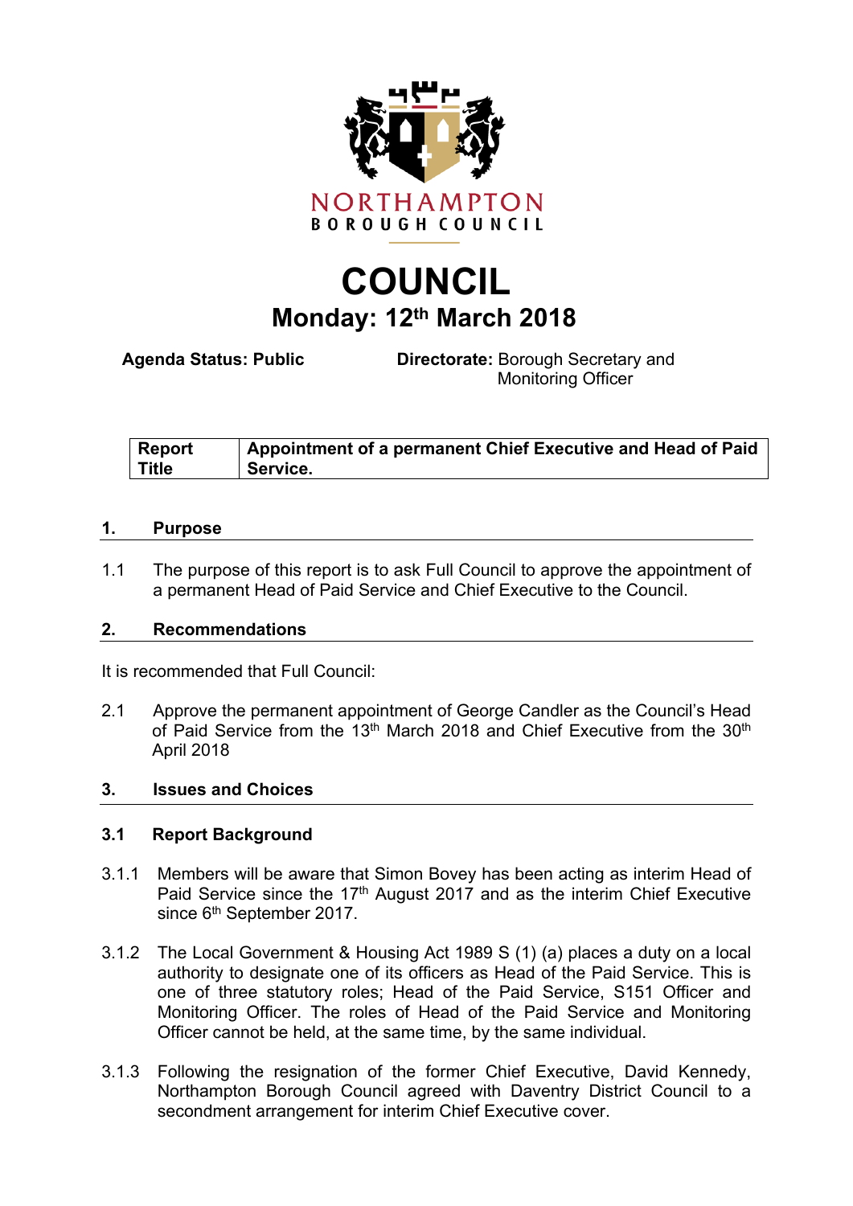NORTHAMPTON
BOROUGH COUNCIL

# COUNCIL

## Monday: 12th March 2018

**Agenda Status: Public** **Directorate:** Borough Secretary and Monitoring Officer

| Report Title | Appointment of a permanent Chief Executive and Head of Paid Service. |
|---|---|

### 1. Purpose

1.1 The purpose of this report is to ask Full Council to approve the appointment of a permanent Head of Paid Service and Chief Executive to the Council.

### 2. Recommendations

It is recommended that Full Council:

2.1 Approve the permanent appointment of George Candler as the Council's Head of Paid Service from the 13th March 2018 and Chief Executive from the 30th April 2018

### 3. Issues and Choices

#### 3.1 Report Background

3.1.1 Members will be aware that Simon Bovey has been acting as interim Head of Paid Service since the 17th August 2017 and as the interim Chief Executive since 6th September 2017.

3.1.2 The Local Government & Housing Act 1989 S (1) (a) places a duty on a local authority to designate one of its officers as Head of the Paid Service. This is one of three statutory roles; Head of the Paid Service, S151 Officer and Monitoring Officer. The roles of Head of the Paid Service and Monitoring Officer cannot be held, at the same time, by the same individual.

3.1.3 Following the resignation of the former Chief Executive, David Kennedy, Northampton Borough Council agreed with Daventry District Council to a secondment arrangement for interim Chief Executive cover.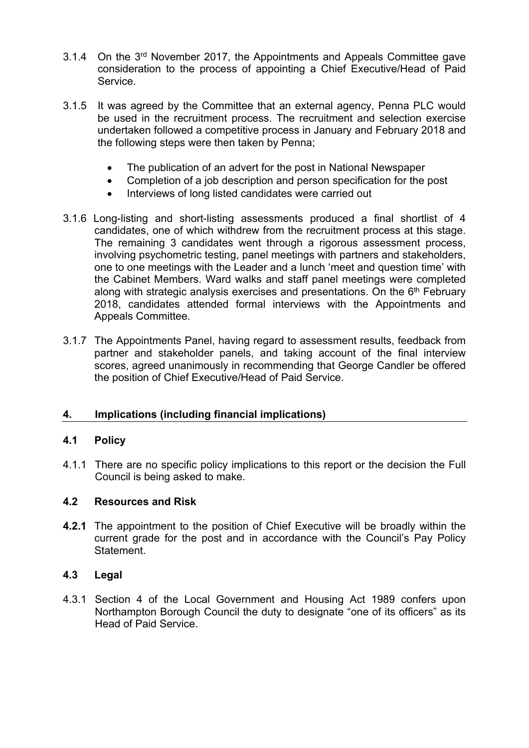3.1.4 On the 3rd November 2017, the Appointments and Appeals Committee gave consideration to the process of appointing a Chief Executive/Head of Paid Service.

3.1.5 It was agreed by the Committee that an external agency, Penna PLC would be used in the recruitment process. The recruitment and selection exercise undertaken followed a competitive process in January and February 2018 and the following steps were then taken by Penna;

- The publication of an advert for the post in National Newspaper
- Completion of a job description and person specification for the post
- Interviews of long listed candidates were carried out

3.1.6 Long-listing and short-listing assessments produced a final shortlist of 4 candidates, one of which withdrew from the recruitment process at this stage. The remaining 3 candidates went through a rigorous assessment process, involving psychometric testing, panel meetings with partners and stakeholders, one to one meetings with the Leader and a lunch 'meet and question time' with the Cabinet Members. Ward walks and staff panel meetings were completed along with strategic analysis exercises and presentations. On the 6th February 2018, candidates attended formal interviews with the Appointments and Appeals Committee.

3.1.7 The Appointments Panel, having regard to assessment results, feedback from partner and stakeholder panels, and taking account of the final interview scores, agreed unanimously in recommending that George Candler be offered the position of Chief Executive/Head of Paid Service.

## 4. Implications (including financial implications)

### 4.1 Policy

4.1.1 There are no specific policy implications to this report or the decision the Full Council is being asked to make.

### 4.2 Resources and Risk

**4.2.1** The appointment to the position of Chief Executive will be broadly within the current grade for the post and in accordance with the Council's Pay Policy Statement.

### 4.3 Legal

4.3.1 Section 4 of the Local Government and Housing Act 1989 confers upon Northampton Borough Council the duty to designate "one of its officers" as its Head of Paid Service.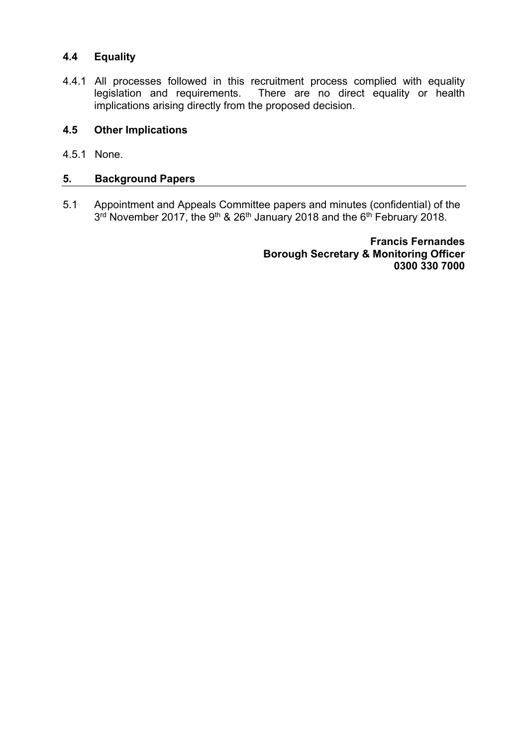### 4.4 Equality

4.4.1 All processes followed in this recruitment process complied with equality legislation and requirements. There are no direct equality or health implications arising directly from the proposed decision.

### 4.5 Other Implications

4.5.1 None.

## 5. Background Papers

5.1 Appointment and Appeals Committee papers and minutes (confidential) of the 3rd November 2017, the 9th & 26th January 2018 and the 6th February 2018.

**Francis Fernandes**
**Borough Secretary & Monitoring Officer**
**0300 330 7000**